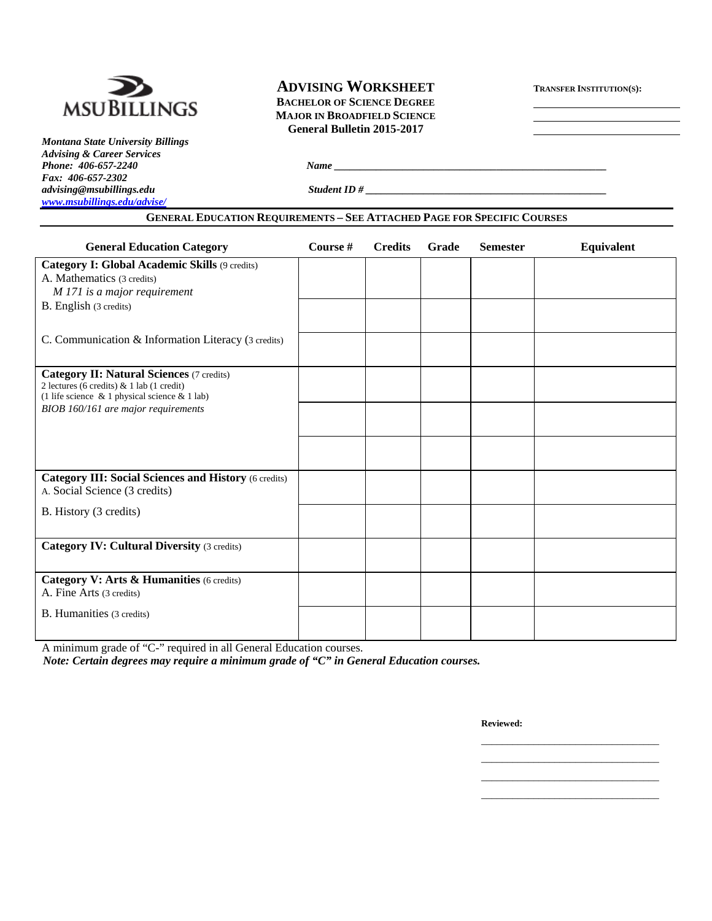MSU BILLINGS

*Montana State University Billings*
*Advising & Career Services*
*Phone: 406-657-2240*
*Fax: 406-657-2302*
*advising@msubillings.edu*
*www.msubillings.edu/advise/*

# ADVISING WORKSHEET

**BACHELOR OF SCIENCE DEGREE**
**MAJOR IN BROADFIELD SCIENCE**
**General Bulletin 2015-2017**

**TRANSFER INSTITUTION(S):**

\_\_\_\_\_\_\_\_\_\_\_\_\_\_\_\_\_\_\_\_\_\_\_\_\_\_
\_\_\_\_\_\_\_\_\_\_\_\_\_\_\_\_\_\_\_\_\_\_\_\_\_\_
\_\_\_\_\_\_\_\_\_\_\_\_\_\_\_\_\_\_\_\_\_\_\_\_\_\_

***Name*** \_\_\_\_\_\_\_\_\_\_\_\_\_\_\_\_\_\_\_\_\_\_\_\_\_\_\_\_\_\_\_\_\_\_\_\_\_\_\_\_\_\_\_\_\_\_\_\_\_\_\_\_

***Student ID #*** \_\_\_\_\_\_\_\_\_\_\_\_\_\_\_\_\_\_\_\_\_\_\_\_\_\_\_\_\_\_\_\_\_\_\_\_\_\_\_\_\_\_\_\_\_\_

## GENERAL EDUCATION REQUIREMENTS – SEE ATTACHED PAGE FOR SPECIFIC COURSES

| General Education Category | Course # | Credits | Grade | Semester | Equivalent |
|---|---|---|---|---|---|
| **Category I: Global Academic Skills** (9 credits)<br>A. Mathematics (3 credits)<br>*M 171 is a major requirement* | | | | | |
| B. English (3 credits) | | | | | |
| C. Communication & Information Literacy (3 credits) | | | | | |
| **Category II: Natural Sciences** (7 credits)<br>2 lectures (6 credits) & 1 lab (1 credit)<br>(1 life science & 1 physical science & 1 lab)<br>*BIOB 160/161 are major requirements* | | | | | |
| | | | | | |
| | | | | | |
| **Category III: Social Sciences and History** (6 credits)<br>A. Social Science (3 credits) | | | | | |
| B. History (3 credits) | | | | | |
| **Category IV: Cultural Diversity** (3 credits) | | | | | |
| **Category V: Arts & Humanities** (6 credits)<br>A. Fine Arts (3 credits) | | | | | |
| B. Humanities (3 credits) | | | | | |

A minimum grade of "C-" required in all General Education courses.
***Note: Certain degrees may require a minimum grade of "C" in General Education courses.***

**Reviewed:**

\_\_\_\_\_\_\_\_\_\_\_\_\_\_\_\_\_\_\_\_\_\_\_\_\_\_\_\_\_\_\_\_
\_\_\_\_\_\_\_\_\_\_\_\_\_\_\_\_\_\_\_\_\_\_\_\_\_\_\_\_\_\_\_\_
\_\_\_\_\_\_\_\_\_\_\_\_\_\_\_\_\_\_\_\_\_\_\_\_\_\_\_\_\_\_\_\_
\_\_\_\_\_\_\_\_\_\_\_\_\_\_\_\_\_\_\_\_\_\_\_\_\_\_\_\_\_\_\_\_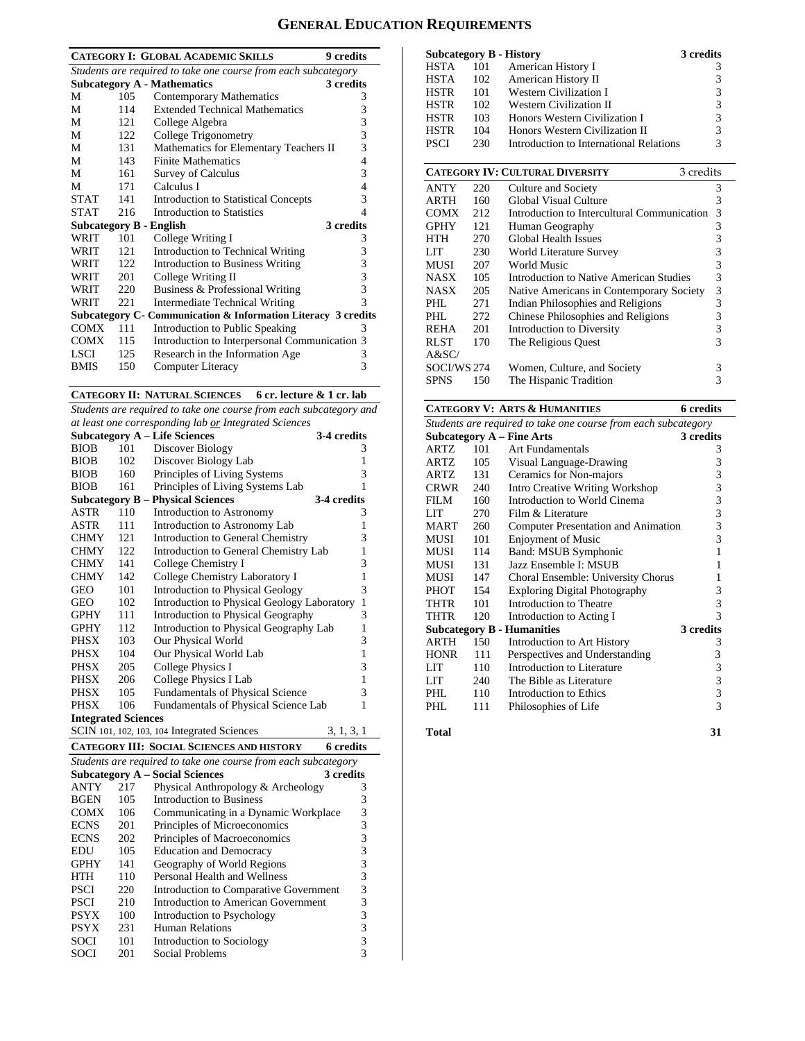# General Education Requirements

| Category I: Global Academic Skills | | | 9 credits |
|---|---|---|---|
| *Students are required to take one course from each subcategory* | | | |
| **Subcategory A - Mathematics** | | | **3 credits** |
| M | 105 | Contemporary Mathematics | 3 |
| M | 114 | Extended Technical Mathematics | 3 |
| M | 121 | College Algebra | 3 |
| M | 122 | College Trigonometry | 3 |
| M | 131 | Mathematics for Elementary Teachers II | 3 |
| M | 143 | Finite Mathematics | 4 |
| M | 161 | Survey of Calculus | 3 |
| M | 171 | Calculus I | 4 |
| STAT | 141 | Introduction to Statistical Concepts | 3 |
| STAT | 216 | Introduction to Statistics | 4 |
| **Subcategory B - English** | | | **3 credits** |
| WRIT | 101 | College Writing I | 3 |
| WRIT | 121 | Introduction to Technical Writing | 3 |
| WRIT | 122 | Introduction to Business Writing | 3 |
| WRIT | 201 | College Writing II | 3 |
| WRIT | 220 | Business & Professional Writing | 3 |
| WRIT | 221 | Intermediate Technical Writing | 3 |
| **Subcategory C- Communication & Information Literacy** | | | **3 credits** |
| COMX | 111 | Introduction to Public Speaking | 3 |
| COMX | 115 | Introduction to Interpersonal Communication | 3 |
| LSCI | 125 | Research in the Information Age | 3 |
| BMIS | 150 | Computer Literacy | 3 |

| Category II: Natural Sciences | | | 6 cr. lecture & 1 cr. lab |
|---|---|---|---|
| *Students are required to take one course from each subcategory and at least one corresponding lab or Integrated Sciences* | | | |
| **Subcategory A – Life Sciences** | | | **3-4 credits** |
| BIOB | 101 | Discover Biology | 3 |
| BIOB | 102 | Discover Biology Lab | 1 |
| BIOB | 160 | Principles of Living Systems | 3 |
| BIOB | 161 | Principles of Living Systems Lab | 1 |
| **Subcategory B – Physical Sciences** | | | **3-4 credits** |
| ASTR | 110 | Introduction to Astronomy | 3 |
| ASTR | 111 | Introduction to Astronomy Lab | 1 |
| CHMY | 121 | Introduction to General Chemistry | 3 |
| CHMY | 122 | Introduction to General Chemistry Lab | 1 |
| CHMY | 141 | College Chemistry I | 3 |
| CHMY | 142 | College Chemistry Laboratory I | 1 |
| GEO | 101 | Introduction to Physical Geology | 3 |
| GEO | 102 | Introduction to Physical Geology Laboratory | 1 |
| GPHY | 111 | Introduction to Physical Geography | 3 |
| GPHY | 112 | Introduction to Physical Geography Lab | 1 |
| PHSX | 103 | Our Physical World | 3 |
| PHSX | 104 | Our Physical World Lab | 1 |
| PHSX | 205 | College Physics I | 3 |
| PHSX | 206 | College Physics I Lab | 1 |
| PHSX | 105 | Fundamentals of Physical Science | 3 |
| PHSX | 106 | Fundamentals of Physical Science Lab | 1 |
| **Integrated Sciences** | | | |
| SCIN | 101, 102, 103, 104 | Integrated Sciences | 3, 1, 3, 1 |

| Category III: Social Sciences and History | | | 6 credits |
|---|---|---|---|
| *Students are required to take one course from each subcategory* | | | |
| **Subcategory A – Social Sciences** | | | **3 credits** |
| ANTY | 217 | Physical Anthropology & Archeology | 3 |
| BGEN | 105 | Introduction to Business | 3 |
| COMX | 106 | Communicating in a Dynamic Workplace | 3 |
| ECNS | 201 | Principles of Microeconomics | 3 |
| ECNS | 202 | Principles of Macroeconomics | 3 |
| EDU | 105 | Education and Democracy | 3 |
| GPHY | 141 | Geography of World Regions | 3 |
| HTH | 110 | Personal Health and Wellness | 3 |
| PSCI | 220 | Introduction to Comparative Government | 3 |
| PSCI | 210 | Introduction to American Government | 3 |
| PSYX | 100 | Introduction to Psychology | 3 |
| PSYX | 231 | Human Relations | 3 |
| SOCI | 101 | Introduction to Sociology | 3 |
| SOCI | 201 | Social Problems | 3 |
| **Subcategory B - History** | | | **3 credits** |
| HSTA | 101 | American History I | 3 |
| HSTA | 102 | American History II | 3 |
| HSTR | 101 | Western Civilization I | 3 |
| HSTR | 102 | Western Civilization II | 3 |
| HSTR | 103 | Honors Western Civilization I | 3 |
| HSTR | 104 | Honors Western Civilization II | 3 |
| PSCI | 230 | Introduction to International Relations | 3 |

| Category IV: Cultural Diversity | | | 3 credits |
|---|---|---|---|
| ANTY | 220 | Culture and Society | 3 |
| ARTH | 160 | Global Visual Culture | 3 |
| COMX | 212 | Introduction to Intercultural Communication | 3 |
| GPHY | 121 | Human Geography | 3 |
| HTH | 270 | Global Health Issues | 3 |
| LIT | 230 | World Literature Survey | 3 |
| MUSI | 207 | World Music | 3 |
| NASX | 105 | Introduction to Native American Studies | 3 |
| NASX | 205 | Native Americans in Contemporary Society | 3 |
| PHL | 271 | Indian Philosophies and Religions | 3 |
| PHL | 272 | Chinese Philosophies and Religions | 3 |
| REHA | 201 | Introduction to Diversity | 3 |
| RLST | 170 | The Religious Quest | 3 |
| A&SC/SOCI/WS | 274 | Women, Culture, and Society | 3 |
| SPNS | 150 | The Hispanic Tradition | 3 |

| Category V: Arts & Humanities | | | 6 credits |
|---|---|---|---|
| *Students are required to take one course from each subcategory* | | | |
| **Subcategory A – Fine Arts** | | | **3 credits** |
| ARTZ | 101 | Art Fundamentals | 3 |
| ARTZ | 105 | Visual Language-Drawing | 3 |
| ARTZ | 131 | Ceramics for Non-majors | 3 |
| CRWR | 240 | Intro Creative Writing Workshop | 3 |
| FILM | 160 | Introduction to World Cinema | 3 |
| LIT | 270 | Film & Literature | 3 |
| MART | 260 | Computer Presentation and Animation | 3 |
| MUSI | 101 | Enjoyment of Music | 3 |
| MUSI | 114 | Band: MSUB Symphonic | 1 |
| MUSI | 131 | Jazz Ensemble I: MSUB | 1 |
| MUSI | 147 | Choral Ensemble: University Chorus | 1 |
| PHOT | 154 | Exploring Digital Photography | 3 |
| THTR | 101 | Introduction to Theatre | 3 |
| THTR | 120 | Introduction to Acting I | 3 |
| **Subcategory B - Humanities** | | | **3 credits** |
| ARTH | 150 | Introduction to Art History | 3 |
| HONR | 111 | Perspectives and Understanding | 3 |
| LIT | 110 | Introduction to Literature | 3 |
| LIT | 240 | The Bible as Literature | 3 |
| PHL | 110 | Introduction to Ethics | 3 |
| PHL | 111 | Philosophies of Life | 3 |

**Total** **31**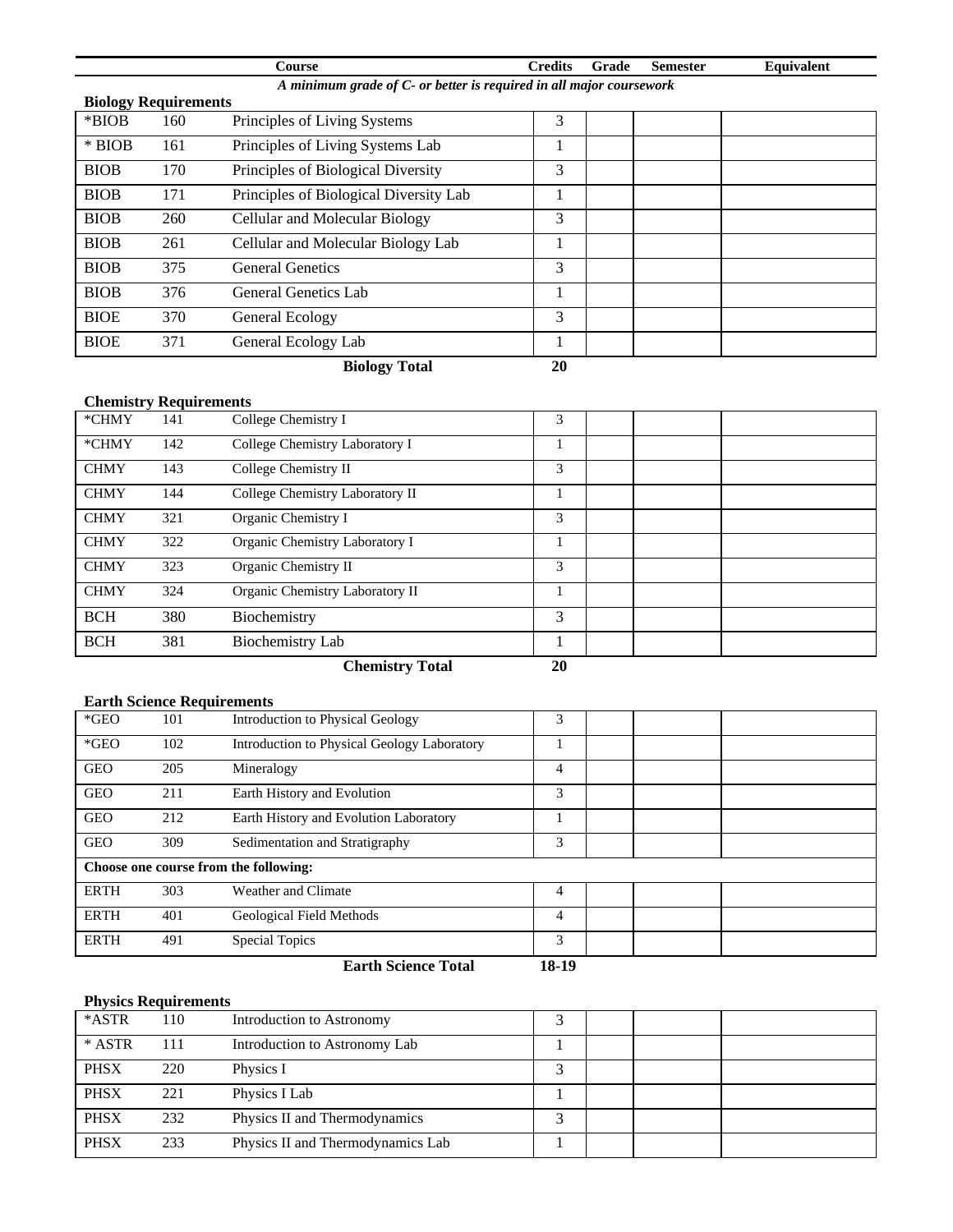| Course | | | Credits | Grade | Semester | Equivalent |
|---|---|---|---|---|---|---|

***A minimum grade of C- or better is required in all major coursework***

**Biology Requirements**

| | | | Credits | Grade | Semester | Equivalent |
|---|---|---|---|---|---|---|
| *BIOB | 160 | Principles of Living Systems | 3 | | | |
| * BIOB | 161 | Principles of Living Systems Lab | 1 | | | |
| BIOB | 170 | Principles of Biological Diversity | 3 | | | |
| BIOB | 171 | Principles of Biological Diversity Lab | 1 | | | |
| BIOB | 260 | Cellular and Molecular Biology | 3 | | | |
| BIOB | 261 | Cellular and Molecular Biology Lab | 1 | | | |
| BIOB | 375 | General Genetics | 3 | | | |
| BIOB | 376 | General Genetics Lab | 1 | | | |
| BIOE | 370 | General Ecology | 3 | | | |
| BIOE | 371 | General Ecology Lab | 1 | | | |
| | | **Biology Total** | **20** | | | |

**Chemistry Requirements**

| | | | Credits | Grade | Semester | Equivalent |
|---|---|---|---|---|---|---|
| *CHMY | 141 | College Chemistry I | 3 | | | |
| *CHMY | 142 | College Chemistry Laboratory I | 1 | | | |
| CHMY | 143 | College Chemistry II | 3 | | | |
| CHMY | 144 | College Chemistry Laboratory II | 1 | | | |
| CHMY | 321 | Organic Chemistry I | 3 | | | |
| CHMY | 322 | Organic Chemistry Laboratory I | 1 | | | |
| CHMY | 323 | Organic Chemistry II | 3 | | | |
| CHMY | 324 | Organic Chemistry Laboratory II | 1 | | | |
| BCH | 380 | Biochemistry | 3 | | | |
| BCH | 381 | Biochemistry Lab | 1 | | | |
| | | **Chemistry Total** | **20** | | | |

**Earth Science Requirements**

| | | | Credits | Grade | Semester | Equivalent |
|---|---|---|---|---|---|---|
| *GEO | 101 | Introduction to Physical Geology | 3 | | | |
| *GEO | 102 | Introduction to Physical Geology Laboratory | 1 | | | |
| GEO | 205 | Mineralogy | 4 | | | |
| GEO | 211 | Earth History and Evolution | 3 | | | |
| GEO | 212 | Earth History and Evolution Laboratory | 1 | | | |
| GEO | 309 | Sedimentation and Stratigraphy | 3 | | | |
| **Choose one course from the following:** | | | | | | |
| ERTH | 303 | Weather and Climate | 4 | | | |
| ERTH | 401 | Geological Field Methods | 4 | | | |
| ERTH | 491 | Special Topics | 3 | | | |
| | | **Earth Science Total** | **18-19** | | | |

**Physics Requirements**

| | | | Credits | Grade | Semester | Equivalent |
|---|---|---|---|---|---|---|
| *ASTR | 110 | Introduction to Astronomy | 3 | | | |
| * ASTR | 111 | Introduction to Astronomy Lab | 1 | | | |
| PHSX | 220 | Physics I | 3 | | | |
| PHSX | 221 | Physics I Lab | 1 | | | |
| PHSX | 232 | Physics II and Thermodynamics | 3 | | | |
| PHSX | 233 | Physics II and Thermodynamics Lab | 1 | | | |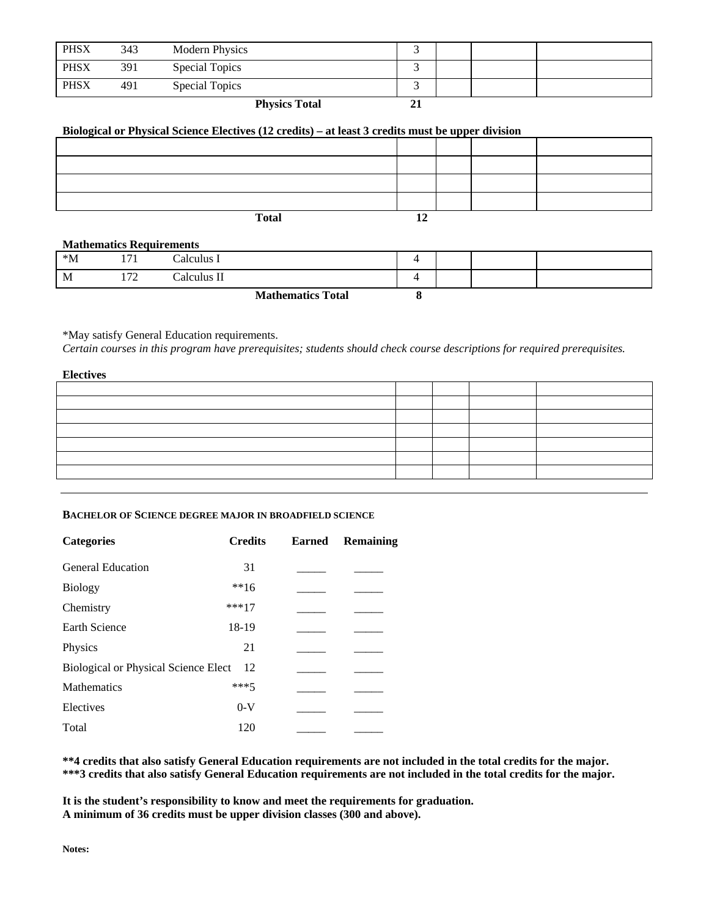| | | | | | | |
|---|---|---|---|---|---|---|
| PHSX | 343 | Modern Physics | 3 | | | |
| PHSX | 391 | Special Topics | 3 | | | |
| PHSX | 491 | Special Topics | 3 | | | |
| | | **Physics Total** | **21** | | | |

**Biological or Physical Science Electives (12 credits) – at least 3 credits must be upper division**

| | | | | |
|---|---|---|---|---|
| | | | | |
| | | | | |
| | | | | |
| | | | | |
| **Total** | **12** | | | |

**Mathematics Requirements**

| | | | | | | |
|---|---|---|---|---|---|---|
| *M | 171 | Calculus I | 4 | | | |
| M | 172 | Calculus II | 4 | | | |
| | | **Mathematics Total** | **8** | | | |

*May satisfy General Education requirements.
*Certain courses in this program have prerequisites; students should check course descriptions for required prerequisites.*

**Electives**

| | | | | |
|---|---|---|---|---|
| | | | | |
| | | | | |
| | | | | |
| | | | | |
| | | | | |
| | | | | |
| | | | | |

---

**BACHELOR OF SCIENCE DEGREE MAJOR IN BROADFIELD SCIENCE**

| **Categories** | **Credits** | **Earned** | **Remaining** |
|---|---|---|---|
| General Education | 31 | _____ | _____ |
| Biology | **16 | _____ | _____ |
| Chemistry | ***17 | _____ | _____ |
| Earth Science | 18-19 | _____ | _____ |
| Physics | 21 | _____ | _____ |
| Biological or Physical Science Elect | 12 | _____ | _____ |
| Mathematics | ***5 | _____ | _____ |
| Electives | 0-V | _____ | _____ |
| Total | 120 | _____ | _____ |

**\*\*4 credits that also satisfy General Education requirements are not included in the total credits for the major.**
**\*\*\*3 credits that also satisfy General Education requirements are not included in the total credits for the major.**

**It is the student's responsibility to know and meet the requirements for graduation.**
**A minimum of 36 credits must be upper division classes (300 and above).**

**Notes:**